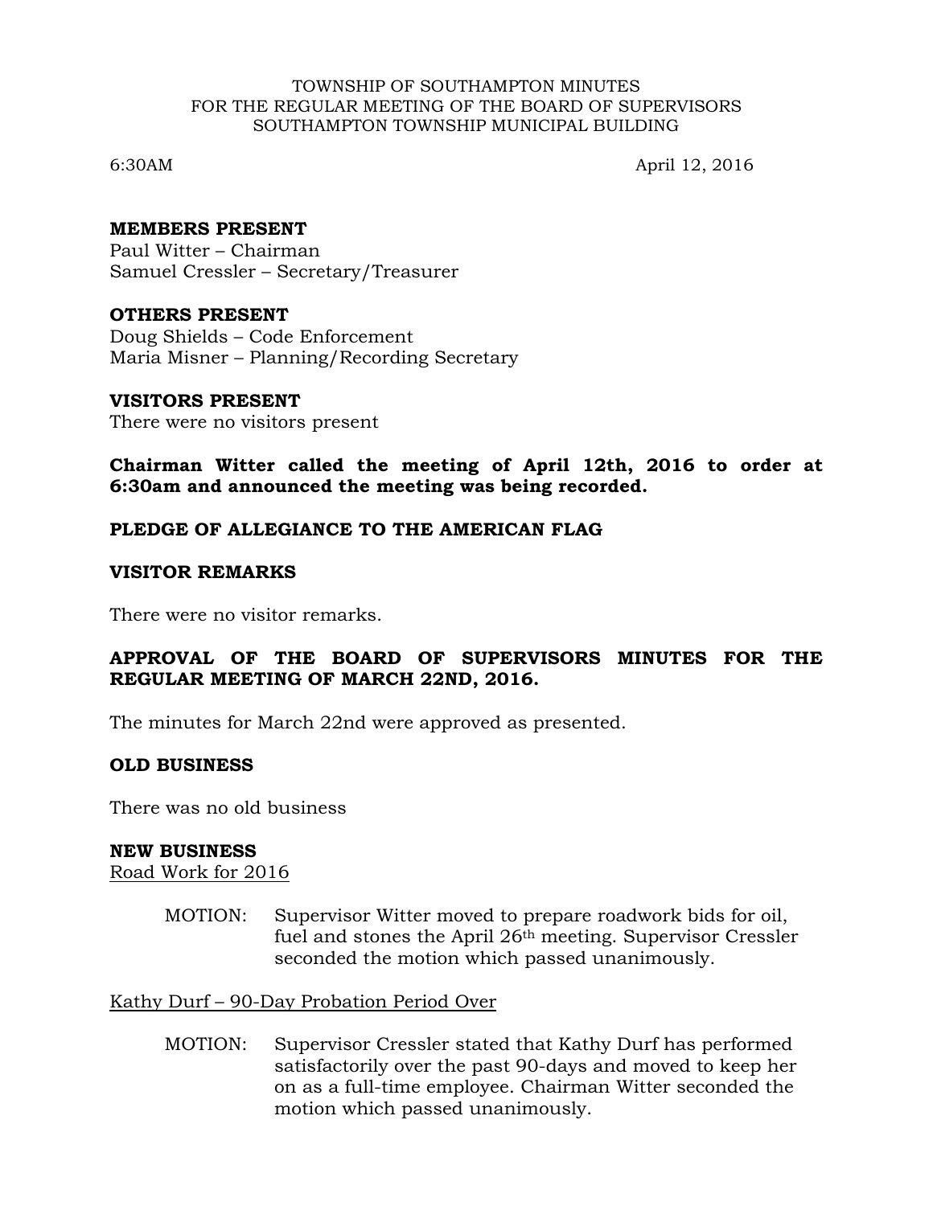TOWNSHIP OF SOUTHAMPTON MINUTES
FOR THE REGULAR MEETING OF THE BOARD OF SUPERVISORS
SOUTHAMPTON TOWNSHIP MUNICIPAL BUILDING

6:30AM April 12, 2016

**MEMBERS PRESENT**
Paul Witter – Chairman
Samuel Cressler – Secretary/Treasurer

**OTHERS PRESENT**
Doug Shields – Code Enforcement
Maria Misner – Planning/Recording Secretary

**VISITORS PRESENT**
There were no visitors present

**Chairman Witter called the meeting of April 12th, 2016 to order at 6:30am and announced the meeting was being recorded.**

**PLEDGE OF ALLEGIANCE TO THE AMERICAN FLAG**

**VISITOR REMARKS**

There were no visitor remarks.

**APPROVAL OF THE BOARD OF SUPERVISORS MINUTES FOR THE REGULAR MEETING OF MARCH 22ND, 2016.**

The minutes for March 22nd were approved as presented.

**OLD BUSINESS**

There was no old business

**NEW BUSINESS**

Road Work for 2016

MOTION: Supervisor Witter moved to prepare roadwork bids for oil, fuel and stones the April 26th meeting. Supervisor Cressler seconded the motion which passed unanimously.

Kathy Durf – 90-Day Probation Period Over

MOTION: Supervisor Cressler stated that Kathy Durf has performed satisfactorily over the past 90-days and moved to keep her on as a full-time employee. Chairman Witter seconded the motion which passed unanimously.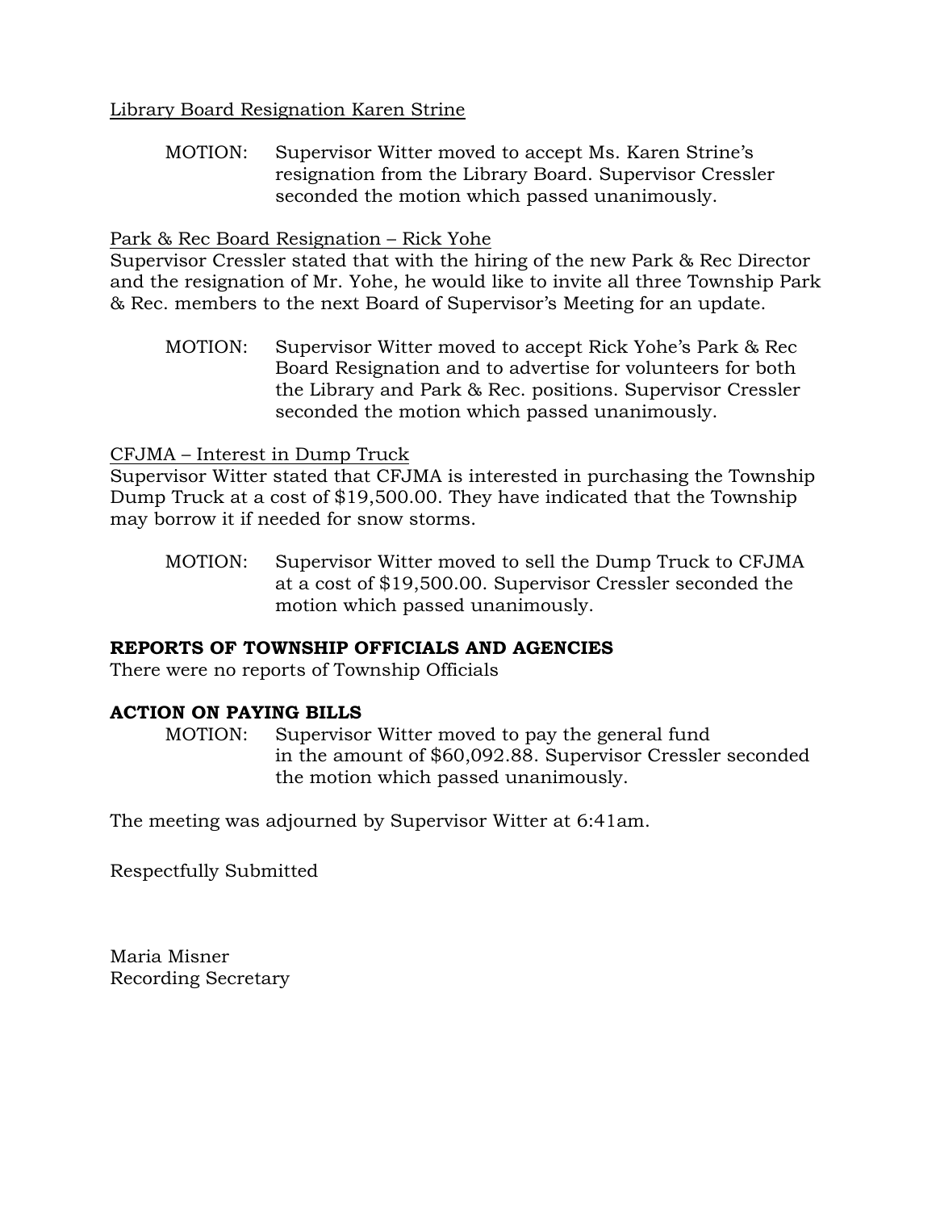Library Board Resignation Karen Strine

MOTION: Supervisor Witter moved to accept Ms. Karen Strine's resignation from the Library Board. Supervisor Cressler seconded the motion which passed unanimously.

Park & Rec Board Resignation – Rick Yohe

Supervisor Cressler stated that with the hiring of the new Park & Rec Director and the resignation of Mr. Yohe, he would like to invite all three Township Park & Rec. members to the next Board of Supervisor's Meeting for an update.

MOTION: Supervisor Witter moved to accept Rick Yohe's Park & Rec Board Resignation and to advertise for volunteers for both the Library and Park & Rec. positions. Supervisor Cressler seconded the motion which passed unanimously.

CFJMA – Interest in Dump Truck

Supervisor Witter stated that CFJMA is interested in purchasing the Township Dump Truck at a cost of $19,500.00. They have indicated that the Township may borrow it if needed for snow storms.

MOTION: Supervisor Witter moved to sell the Dump Truck to CFJMA at a cost of $19,500.00. Supervisor Cressler seconded the motion which passed unanimously.

**REPORTS OF TOWNSHIP OFFICIALS AND AGENCIES**

There were no reports of Township Officials

**ACTION ON PAYING BILLS**

MOTION: Supervisor Witter moved to pay the general fund in the amount of $60,092.88. Supervisor Cressler seconded the motion which passed unanimously.

The meeting was adjourned by Supervisor Witter at 6:41am.

Respectfully Submitted

Maria Misner
Recording Secretary